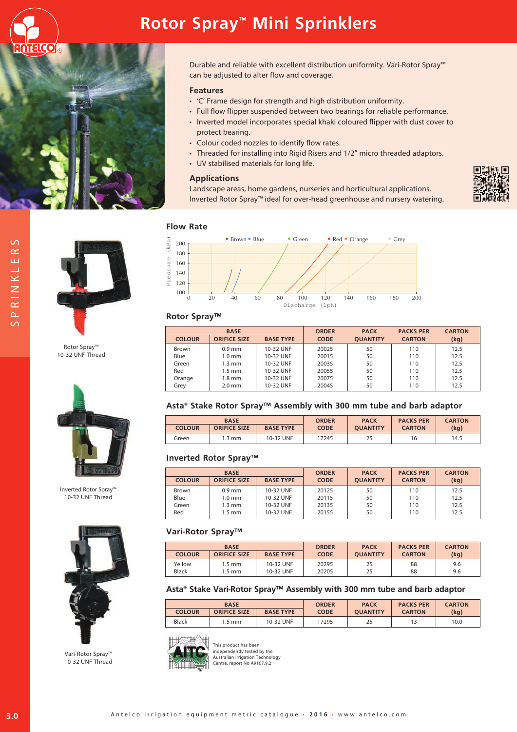# Rotor Spray™ Mini Sprinklers

Durable and reliable with excellent distribution uniformity. Vari-Rotor Spray™ can be adjusted to alter flow and coverage.

### Features

- 'C' Frame design for strength and high distribution uniformity.
- Full flow flipper suspended between two bearings for reliable performance.
- Inverted model incorporates special khaki coloured flipper with dust cover to protect bearing.
- Colour coded nozzles to identify flow rates.
- Threaded for installing into Rigid Risers and 1/2" micro threaded adaptors.
- UV stabilised materials for long life.

### Applications

Landscape areas, home gardens, nurseries and horticultural applications. Inverted Rotor Spray™ ideal for over-head greenhouse and nursery watering.

### Flow Rate

Rotor Spray™ 10-32 UNF Thread

Inverted Rotor Spray™ 10-32 UNF Thread

Vari-Rotor Spray™ 10-32 UNF Thread

### Rotor Spray™

| COLOUR | BASE ORIFICE SIZE | BASE TYPE | ORDER CODE | PACK QUANTITY | PACKS PER CARTON | CARTON (kg) |
|---|---|---|---|---|---|---|
| Brown | 0.9 mm | 10-32 UNF | 20025 | 50 | 110 | 12.5 |
| Blue | 1.0 mm | 10-32 UNF | 20015 | 50 | 110 | 12.5 |
| Green | 1.3 mm | 10-32 UNF | 20035 | 50 | 110 | 12.5 |
| Red | 1.5 mm | 10-32 UNF | 20055 | 50 | 110 | 12.5 |
| Orange | 1.8 mm | 10-32 UNF | 20075 | 50 | 110 | 12.5 |
| Grey | 2.0 mm | 10-32 UNF | 20045 | 50 | 110 | 12.5 |

### Asta® Stake Rotor Spray™ Assembly with 300 mm tube and barb adaptor

| COLOUR | BASE ORIFICE SIZE | BASE TYPE | ORDER CODE | PACK QUANTITY | PACKS PER CARTON | CARTON (kg) |
|---|---|---|---|---|---|---|
| Green | 1.3 mm | 10-32 UNF | 17245 | 25 | 16 | 14.5 |

### Inverted Rotor Spray™

| COLOUR | BASE ORIFICE SIZE | BASE TYPE | ORDER CODE | PACK QUANTITY | PACKS PER CARTON | CARTON (kg) |
|---|---|---|---|---|---|---|
| Brown | 0.9 mm | 10-32 UNF | 20125 | 50 | 110 | 12.5 |
| Blue | 1.0 mm | 10-32 UNF | 20115 | 50 | 110 | 12.5 |
| Green | 1.3 mm | 10-32 UNF | 20135 | 50 | 110 | 12.5 |
| Red | 1.5 mm | 10-32 UNF | 20155 | 50 | 110 | 12.5 |

### Vari-Rotor Spray™

| COLOUR | BASE ORIFICE SIZE | BASE TYPE | ORDER CODE | PACK QUANTITY | PACKS PER CARTON | CARTON (kg) |
|---|---|---|---|---|---|---|
| Yellow | 1.5 mm | 10-32 UNF | 20295 | 25 | 88 | 9.6 |
| Black | 1.5 mm | 10-32 UNF | 20205 | 25 | 88 | 9.6 |

### Asta® Stake Vari-Rotor Spray™ Assembly with 300 mm tube and barb adaptor

| COLOUR | BASE ORIFICE SIZE | BASE TYPE | ORDER CODE | PACK QUANTITY | PACKS PER CARTON | CARTON (kg) |
|---|---|---|---|---|---|---|
| Black | 1.5 mm | 10-32 UNF | 17295 | 25 | 13 | 10.0 |

This product has been independently tested by the Australian Irrigation Technology Centre, report No A9107.9.2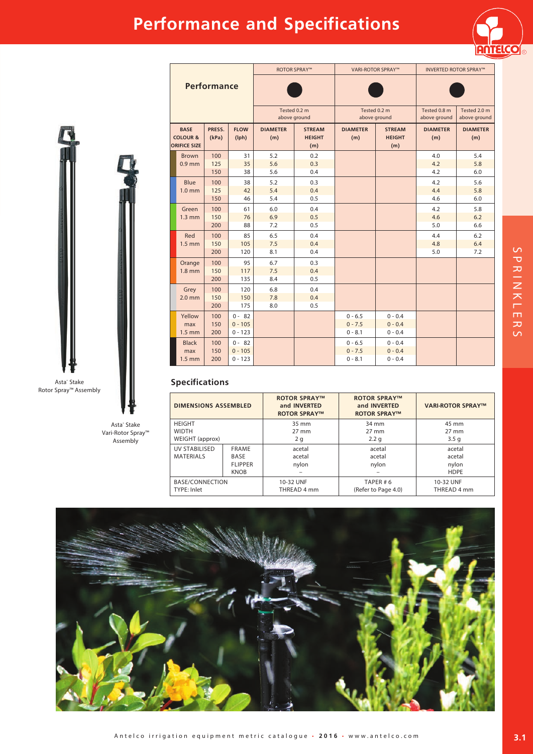# Performance and Specifications

## Performance

| BASE COLOUR & ORIFICE SIZE | PRESS. (kPa) | FLOW (lph) | ROTOR SPRAY™ Tested 0.2 m above ground DIAMETER (m) | ROTOR SPRAY™ Tested 0.2 m above ground STREAM HEIGHT (m) | VARI-ROTOR SPRAY™ Tested 0.2 m above ground DIAMETER (m) | VARI-ROTOR SPRAY™ Tested 0.2 m above ground STREAM HEIGHT (m) | INVERTED ROTOR SPRAY™ Tested 0.8 m above ground DIAMETER (m) | INVERTED ROTOR SPRAY™ Tested 2.0 m above ground DIAMETER (m) |
|---|---|---|---|---|---|---|---|---|
| Brown 0.9 mm | 100 | 31 | 5.2 | 0.2 | | | 4.0 | 5.4 |
| | 125 | 35 | 5.6 | 0.3 | | | 4.2 | 5.8 |
| | 150 | 38 | 5.6 | 0.4 | | | 4.2 | 6.0 |
| Blue 1.0 mm | 100 | 38 | 5.2 | 0.3 | | | 4.2 | 5.6 |
| | 125 | 42 | 5.4 | 0.4 | | | 4.4 | 5.8 |
| | 150 | 46 | 5.4 | 0.5 | | | 4.6 | 6.0 |
| Green 1.3 mm | 100 | 61 | 6.0 | 0.4 | | | 4.2 | 5.8 |
| | 150 | 76 | 6.9 | 0.5 | | | 4.6 | 6.2 |
| | 200 | 88 | 7.2 | 0.5 | | | 5.0 | 6.6 |
| Red 1.5 mm | 100 | 85 | 6.5 | 0.4 | | | 4.4 | 6.2 |
| | 150 | 105 | 7.5 | 0.4 | | | 4.8 | 6.4 |
| | 200 | 120 | 8.1 | 0.4 | | | 5.0 | 7.2 |
| Orange 1.8 mm | 100 | 95 | 6.7 | 0.3 | | | | |
| | 150 | 117 | 7.5 | 0.4 | | | | |
| | 200 | 135 | 8.4 | 0.5 | | | | |
| Grey 2.0 mm | 100 | 120 | 6.8 | 0.4 | | | | |
| | 150 | 150 | 7.8 | 0.4 | | | | |
| | 200 | 175 | 8.0 | 0.5 | | | | |
| Yellow max 1.5 mm | 100 | 0 - 82 | | | 0 - 6.5 | 0 - 0.4 | | |
| | 150 | 0 - 105 | | | 0 - 7.5 | 0 - 0.4 | | |
| | 200 | 0 - 123 | | | 0 - 8.1 | 0 - 0.4 | | |
| Black max 1.5 mm | 100 | 0 - 82 | | | 0 - 6.5 | 0 - 0.4 | | |
| | 150 | 0 - 105 | | | 0 - 7.5 | 0 - 0.4 | | |
| | 200 | 0 - 123 | | | 0 - 8.1 | 0 - 0.4 | | |

Asta® Stake Rotor Spray™ Assembly

Asta® Stake Vari-Rotor Spray™ Assembly

## Specifications

| DIMENSIONS ASSEMBLED | | ROTOR SPRAY™ and INVERTED ROTOR SPRAY™ | ROTOR SPRAY™ and INVERTED ROTOR SPRAY™ | VARI-ROTOR SPRAY™ |
|---|---|---|---|---|
| HEIGHT | | 35 mm | 34 mm | 45 mm |
| WIDTH | | 27 mm | 27 mm | 27 mm |
| WEIGHT (approx) | | 2 g | 2.2 g | 3.5 g |
| UV STABILISED MATERIALS | FRAME | acetal | acetal | acetal |
| | BASE | acetal | acetal | acetal |
| | FLIPPER | nylon | nylon | nylon |
| | KNOB | – | – | HDPE |
| BASE/CONNECTION TYPE: Inlet | | 10-32 UNF THREAD 4 mm | TAPER # 6 (Refer to Page 4.0) | 10-32 UNF THREAD 4 mm |